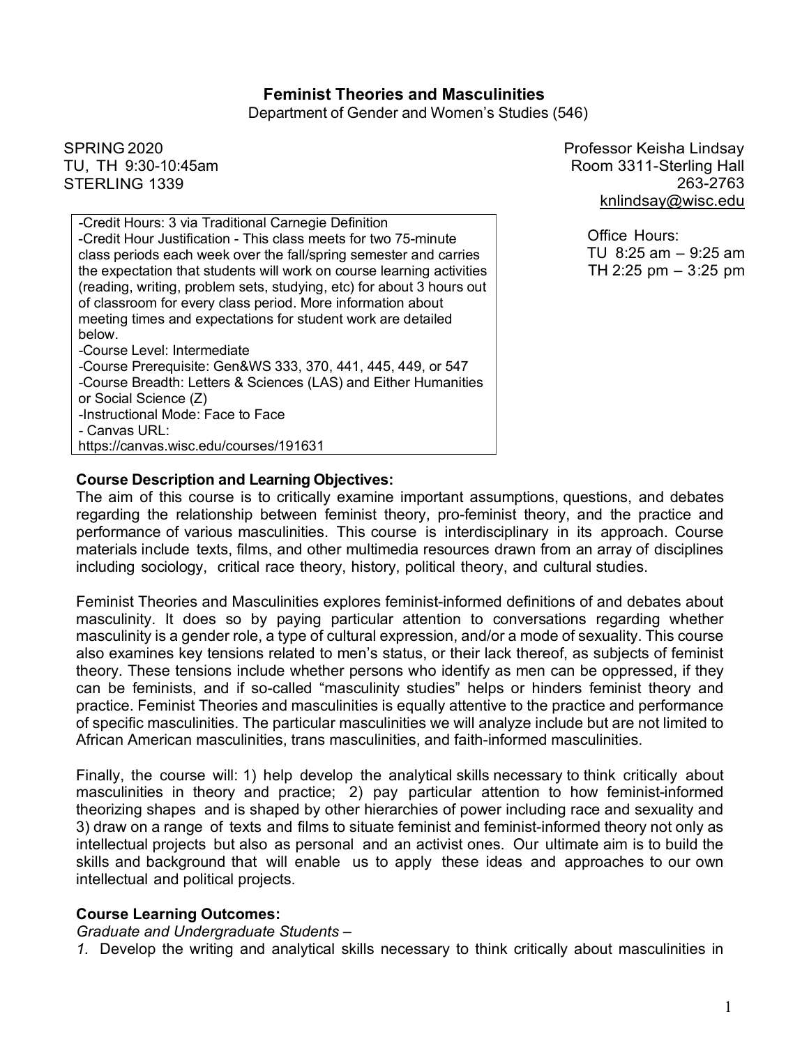# Feminist Theories and Masculinities

Department of Gender and Women's Studies (546)

SPRING 2020
TU, TH 9:30-10:45am
STERLING 1339

Professor Keisha Lindsay
Room 3311-Sterling Hall
263-2763
knlindsay@wisc.edu

Office Hours:
TU 8:25 am – 9:25 am
TH 2:25 pm – 3:25 pm

-Credit Hours: 3 via Traditional Carnegie Definition
-Credit Hour Justification - This class meets for two 75-minute class periods each week over the fall/spring semester and carries the expectation that students will work on course learning activities (reading, writing, problem sets, studying, etc) for about 3 hours out of classroom for every class period. More information about meeting times and expectations for student work are detailed below.
-Course Level: Intermediate
-Course Prerequisite: Gen&WS 333, 370, 441, 445, 449, or 547
-Course Breadth: Letters & Sciences (LAS) and Either Humanities or Social Science (Z)
-Instructional Mode: Face to Face
- Canvas URL:
https://canvas.wisc.edu/courses/191631

**Course Description and Learning Objectives:**

The aim of this course is to critically examine important assumptions, questions, and debates regarding the relationship between feminist theory, pro-feminist theory, and the practice and performance of various masculinities. This course is interdisciplinary in its approach. Course materials include texts, films, and other multimedia resources drawn from an array of disciplines including sociology, critical race theory, history, political theory, and cultural studies.

Feminist Theories and Masculinities explores feminist-informed definitions of and debates about masculinity. It does so by paying particular attention to conversations regarding whether masculinity is a gender role, a type of cultural expression, and/or a mode of sexuality. This course also examines key tensions related to men's status, or their lack thereof, as subjects of feminist theory. These tensions include whether persons who identify as men can be oppressed, if they can be feminists, and if so-called "masculinity studies" helps or hinders feminist theory and practice. Feminist Theories and masculinities is equally attentive to the practice and performance of specific masculinities. The particular masculinities we will analyze include but are not limited to African American masculinities, trans masculinities, and faith-informed masculinities.

Finally, the course will: 1) help develop the analytical skills necessary to think critically about masculinities in theory and practice; 2) pay particular attention to how feminist-informed theorizing shapes and is shaped by other hierarchies of power including race and sexuality and 3) draw on a range of texts and films to situate feminist and feminist-informed theory not only as intellectual projects but also as personal and an activist ones. Our ultimate aim is to build the skills and background that will enable us to apply these ideas and approaches to our own intellectual and political projects.

**Course Learning Outcomes:**

*Graduate and Undergraduate Students –*

*1.* Develop the writing and analytical skills necessary to think critically about masculinities in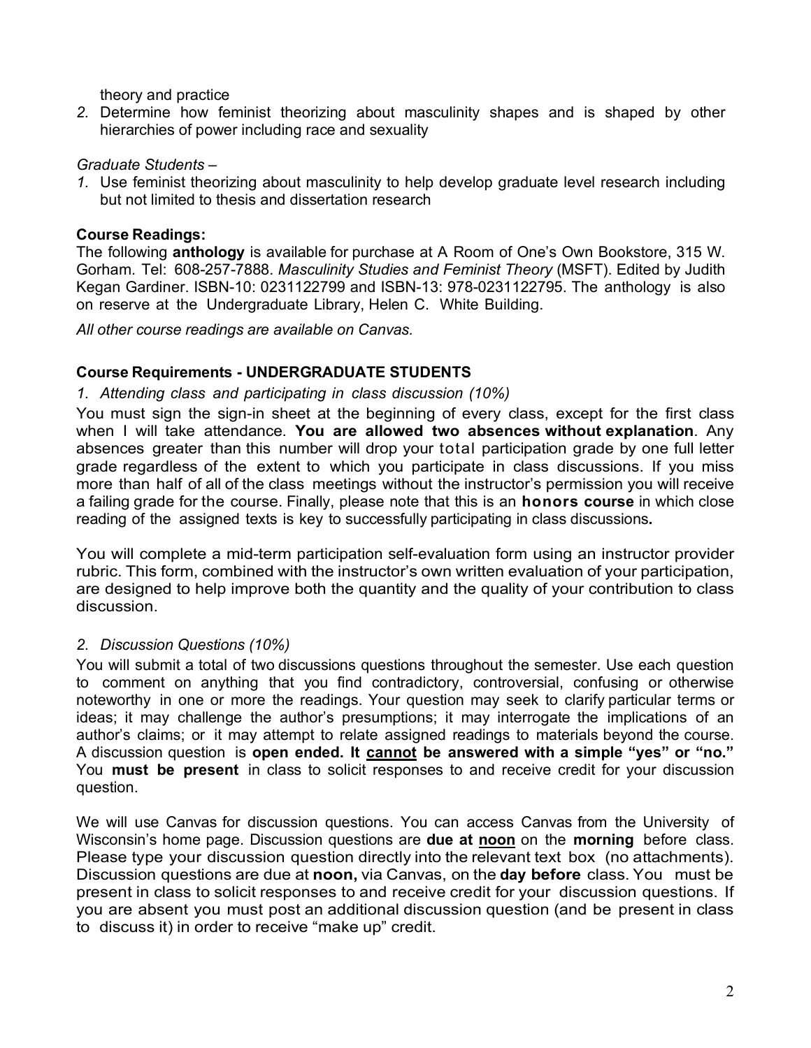theory and practice

2. Determine how feminist theorizing about masculinity shapes and is shaped by other hierarchies of power including race and sexuality

*Graduate Students –*

1. Use feminist theorizing about masculinity to help develop graduate level research including but not limited to thesis and dissertation research

**Course Readings:**

The following **anthology** is available for purchase at A Room of One's Own Bookstore, 315 W. Gorham. Tel: 608-257-7888. *Masculinity Studies and Feminist Theory* (MSFT). Edited by Judith Kegan Gardiner. ISBN-10: 0231122799 and ISBN-13: 978-0231122795. The anthology is also on reserve at the Undergraduate Library, Helen C. White Building.

*All other course readings are available on Canvas.*

**Course Requirements - UNDERGRADUATE STUDENTS**

*1. Attending class and participating in class discussion (10%)*

You must sign the sign-in sheet at the beginning of every class, except for the first class when I will take attendance. **You are allowed two absences without explanation**. Any absences greater than this number will drop your total participation grade by one full letter grade regardless of the extent to which you participate in class discussions. If you miss more than half of all of the class meetings without the instructor's permission you will receive a failing grade for the course. Finally, please note that this is an **honors course** in which close reading of the assigned texts is key to successfully participating in class discussions**.**

You will complete a mid-term participation self-evaluation form using an instructor provider rubric. This form, combined with the instructor's own written evaluation of your participation, are designed to help improve both the quantity and the quality of your contribution to class discussion.

*2. Discussion Questions (10%)*

You will submit a total of two discussions questions throughout the semester. Use each question to comment on anything that you find contradictory, controversial, confusing or otherwise noteworthy in one or more the readings. Your question may seek to clarify particular terms or ideas; it may challenge the author's presumptions; it may interrogate the implications of an author's claims; or it may attempt to relate assigned readings to materials beyond the course. A discussion question is **open ended. It <u>cannot</u> be answered with a simple "yes" or "no."** You **must be present** in class to solicit responses to and receive credit for your discussion question.

We will use Canvas for discussion questions. You can access Canvas from the University of Wisconsin's home page. Discussion questions are **due at <u>noon</u>** on the **morning** before class. Please type your discussion question directly into the relevant text box (no attachments). Discussion questions are due at **noon,** via Canvas, on the **day before** class. You must be present in class to solicit responses to and receive credit for your discussion questions. If you are absent you must post an additional discussion question (and be present in class to discuss it) in order to receive "make up" credit.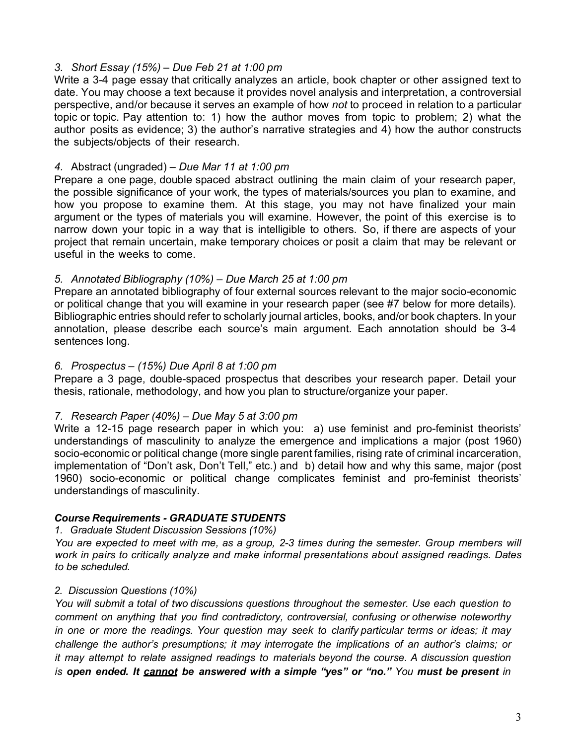*3. Short Essay (15%) – Due Feb 21 at 1:00 pm*

Write a 3-4 page essay that critically analyzes an article, book chapter or other assigned text to date. You may choose a text because it provides novel analysis and interpretation, a controversial perspective, and/or because it serves an example of how *not* to proceed in relation to a particular topic or topic. Pay attention to: 1) how the author moves from topic to problem; 2) what the author posits as evidence; 3) the author's narrative strategies and 4) how the author constructs the subjects/objects of their research.

*4.* Abstract (ungraded) – *Due Mar 11 at 1:00 pm*

Prepare a one page, double spaced abstract outlining the main claim of your research paper, the possible significance of your work, the types of materials/sources you plan to examine, and how you propose to examine them. At this stage, you may not have finalized your main argument or the types of materials you will examine. However, the point of this exercise is to narrow down your topic in a way that is intelligible to others. So, if there are aspects of your project that remain uncertain, make temporary choices or posit a claim that may be relevant or useful in the weeks to come.

*5. Annotated Bibliography (10%) – Due March 25 at 1:00 pm*

Prepare an annotated bibliography of four external sources relevant to the major socio-economic or political change that you will examine in your research paper (see #7 below for more details). Bibliographic entries should refer to scholarly journal articles, books, and/or book chapters. In your annotation, please describe each source's main argument. Each annotation should be 3-4 sentences long.

*6. Prospectus – (15%) Due April 8 at 1:00 pm*

Prepare a 3 page, double-spaced prospectus that describes your research paper. Detail your thesis, rationale, methodology, and how you plan to structure/organize your paper.

*7. Research Paper (40%) – Due May 5 at 3:00 pm*

Write a 12-15 page research paper in which you: a) use feminist and pro-feminist theorists' understandings of masculinity to analyze the emergence and implications a major (post 1960) socio-economic or political change (more single parent families, rising rate of criminal incarceration, implementation of "Don't ask, Don't Tell," etc.) and b) detail how and why this same, major (post 1960) socio-economic or political change complicates feminist and pro-feminist theorists' understandings of masculinity.

***Course Requirements - GRADUATE STUDENTS***

*1. Graduate Student Discussion Sessions (10%)*

*You are expected to meet with me, as a group, 2-3 times during the semester. Group members will work in pairs to critically analyze and make informal presentations about assigned readings. Dates to be scheduled.*

*2. Discussion Questions (10%)*

*You will submit a total of two discussions questions throughout the semester. Use each question to comment on anything that you find contradictory, controversial, confusing or otherwise noteworthy in one or more the readings. Your question may seek to clarify particular terms or ideas; it may challenge the author's presumptions; it may interrogate the implications of an author's claims; or it may attempt to relate assigned readings to materials beyond the course. A discussion question is **open ended. It <u>cannot</u> be answered with a simple "yes" or "no."** You **must be present** in*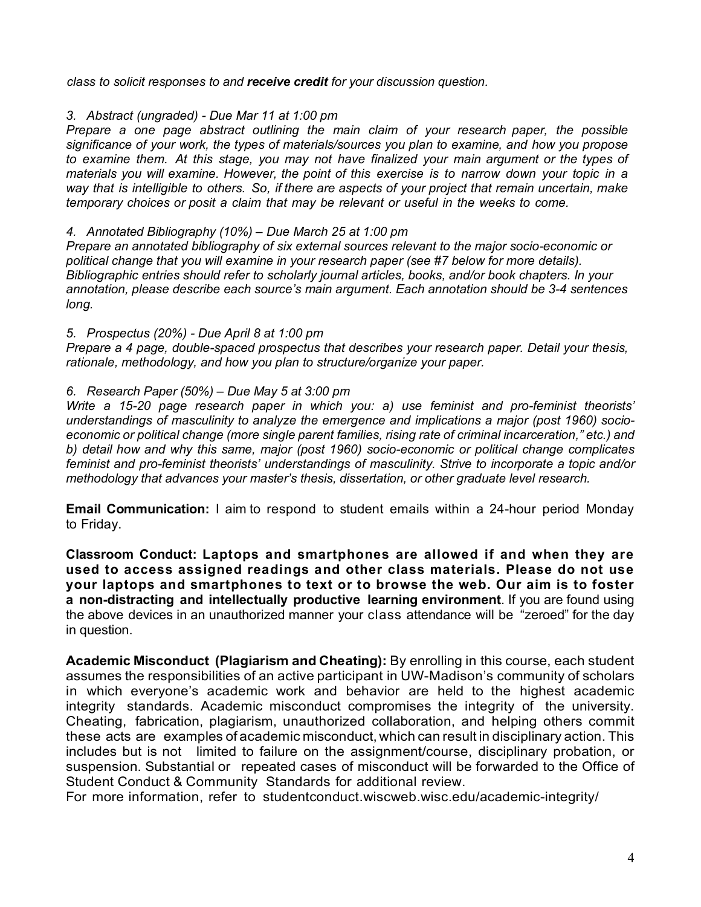*class to solicit responses to and **receive credit** for your discussion question.*

*3. Abstract (ungraded) - Due Mar 11 at 1:00 pm*
*Prepare a one page abstract outlining the main claim of your research paper, the possible significance of your work, the types of materials/sources you plan to examine, and how you propose to examine them. At this stage, you may not have finalized your main argument or the types of materials you will examine. However, the point of this exercise is to narrow down your topic in a way that is intelligible to others. So, if there are aspects of your project that remain uncertain, make temporary choices or posit a claim that may be relevant or useful in the weeks to come.*

*4. Annotated Bibliography (10%) – Due March 25 at 1:00 pm*
*Prepare an annotated bibliography of six external sources relevant to the major socio-economic or political change that you will examine in your research paper (see #7 below for more details). Bibliographic entries should refer to scholarly journal articles, books, and/or book chapters. In your annotation, please describe each source's main argument. Each annotation should be 3-4 sentences long.*

*5. Prospectus (20%) - Due April 8 at 1:00 pm*
*Prepare a 4 page, double-spaced prospectus that describes your research paper. Detail your thesis, rationale, methodology, and how you plan to structure/organize your paper.*

*6. Research Paper (50%) – Due May 5 at 3:00 pm*
*Write a 15-20 page research paper in which you: a) use feminist and pro-feminist theorists' understandings of masculinity to analyze the emergence and implications a major (post 1960) socio-economic or political change (more single parent families, rising rate of criminal incarceration," etc.) and b) detail how and why this same, major (post 1960) socio-economic or political change complicates feminist and pro-feminist theorists' understandings of masculinity. Strive to incorporate a topic and/or methodology that advances your master's thesis, dissertation, or other graduate level research.*

**Email Communication:** I aim to respond to student emails within a 24-hour period Monday to Friday.

**Classroom Conduct: Laptops and smartphones are allowed if and when they are used to access assigned readings and other class materials. Please do not use your laptops and smartphones to text or to browse the web. Our aim is to foster a non-distracting and intellectually productive learning environment**. If you are found using the above devices in an unauthorized manner your class attendance will be "zeroed" for the day in question.

**Academic Misconduct (Plagiarism and Cheating):** By enrolling in this course, each student assumes the responsibilities of an active participant in UW-Madison's community of scholars in which everyone's academic work and behavior are held to the highest academic integrity standards. Academic misconduct compromises the integrity of the university. Cheating, fabrication, plagiarism, unauthorized collaboration, and helping others commit these acts are examples of academic misconduct, which can result in disciplinary action. This includes but is not limited to failure on the assignment/course, disciplinary probation, or suspension. Substantial or repeated cases of misconduct will be forwarded to the Office of Student Conduct & Community Standards for additional review.
For more information, refer to studentconduct.wiscweb.wisc.edu/academic-integrity/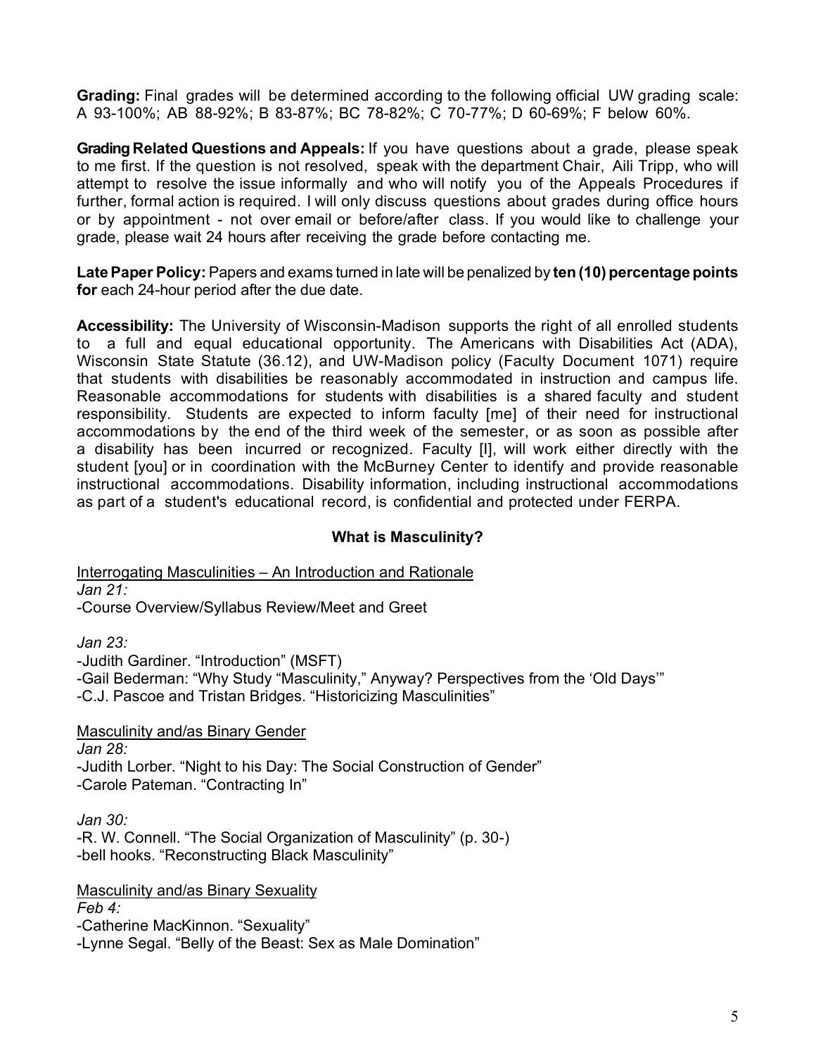**Grading:** Final grades will be determined according to the following official UW grading scale: A 93-100%; AB 88-92%; B 83-87%; BC 78-82%; C 70-77%; D 60-69%; F below 60%.

**Grading Related Questions and Appeals:** If you have questions about a grade, please speak to me first. If the question is not resolved, speak with the department Chair, Aili Tripp, who will attempt to resolve the issue informally and who will notify you of the Appeals Procedures if further, formal action is required. I will only discuss questions about grades during office hours or by appointment - not over email or before/after class. If you would like to challenge your grade, please wait 24 hours after receiving the grade before contacting me.

**Late Paper Policy:** Papers and exams turned in late will be penalized by **ten (10) percentage points for** each 24-hour period after the due date.

**Accessibility:** The University of Wisconsin-Madison supports the right of all enrolled students to a full and equal educational opportunity. The Americans with Disabilities Act (ADA), Wisconsin State Statute (36.12), and UW-Madison policy (Faculty Document 1071) require that students with disabilities be reasonably accommodated in instruction and campus life. Reasonable accommodations for students with disabilities is a shared faculty and student responsibility. Students are expected to inform faculty [me] of their need for instructional accommodations by the end of the third week of the semester, or as soon as possible after a disability has been incurred or recognized. Faculty [I], will work either directly with the student [you] or in coordination with the McBurney Center to identify and provide reasonable instructional accommodations. Disability information, including instructional accommodations as part of a student's educational record, is confidential and protected under FERPA.

## What is Masculinity?

<u>Interrogating Masculinities – An Introduction and Rationale</u>

*Jan 21:*

-Course Overview/Syllabus Review/Meet and Greet

*Jan 23:*

-Judith Gardiner. "Introduction" (MSFT)
-Gail Bederman: "Why Study "Masculinity," Anyway? Perspectives from the 'Old Days'"
-C.J. Pascoe and Tristan Bridges. "Historicizing Masculinities"

<u>Masculinity and/as Binary Gender</u>

*Jan 28:*

-Judith Lorber. "Night to his Day: The Social Construction of Gender"
-Carole Pateman. "Contracting In"

*Jan 30:*

-R. W. Connell. "The Social Organization of Masculinity" (p. 30-)
-bell hooks. "Reconstructing Black Masculinity"

<u>Masculinity and/as Binary Sexuality</u>

*Feb 4:*

-Catherine MacKinnon. "Sexuality"
-Lynne Segal. "Belly of the Beast: Sex as Male Domination"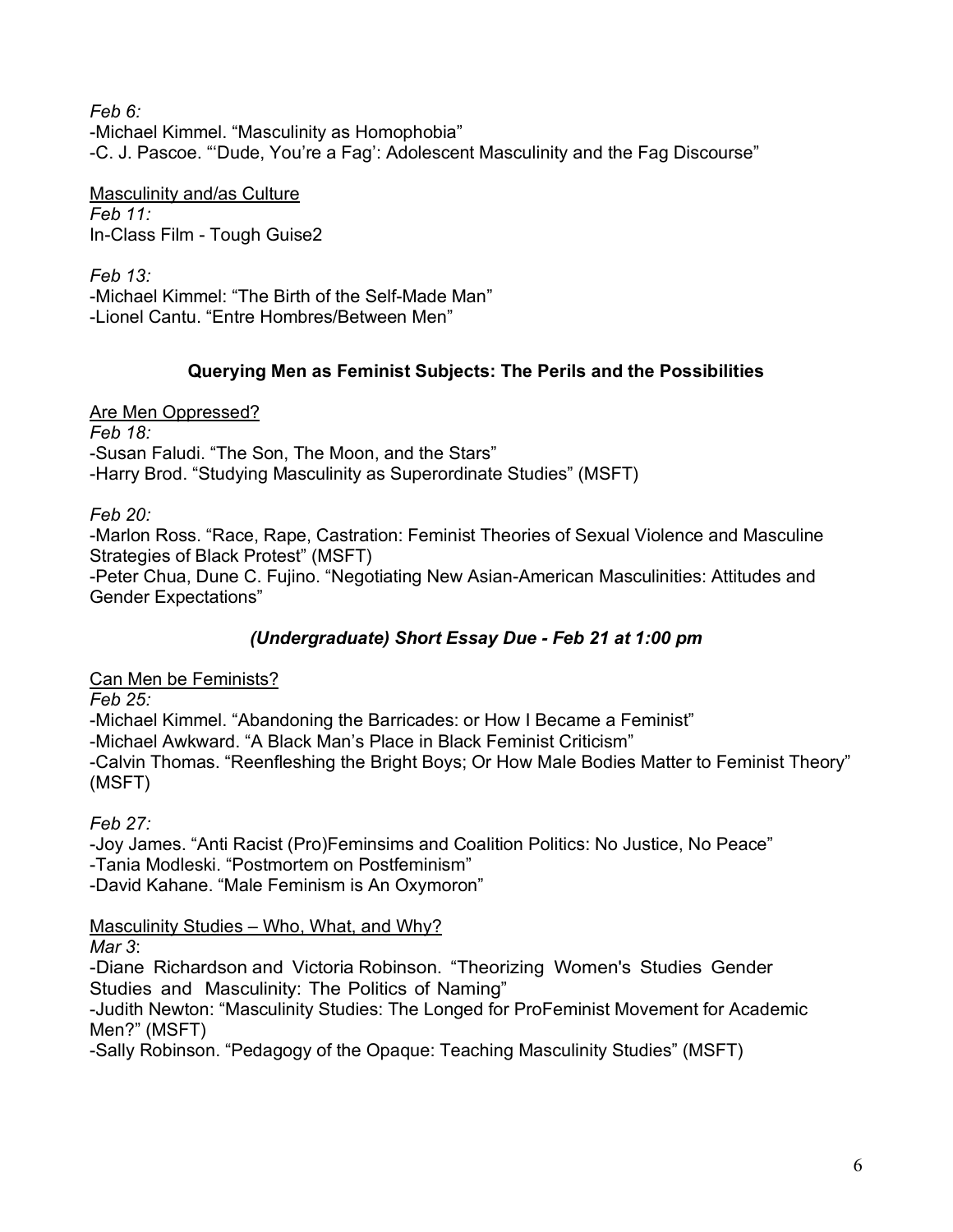*Feb 6:*
-Michael Kimmel. "Masculinity as Homophobia"
-C. J. Pascoe. "'Dude, You're a Fag': Adolescent Masculinity and the Fag Discourse"

<u>Masculinity and/as Culture</u>
*Feb 11:*
In-Class Film - Tough Guise2

*Feb 13:*
-Michael Kimmel: "The Birth of the Self-Made Man"
-Lionel Cantu. "Entre Hombres/Between Men"

## Querying Men as Feminist Subjects: The Perils and the Possibilities

<u>Are Men Oppressed?</u>
*Feb 18:*
-Susan Faludi. "The Son, The Moon, and the Stars"
-Harry Brod. "Studying Masculinity as Superordinate Studies" (MSFT)

*Feb 20:*
-Marlon Ross. "Race, Rape, Castration: Feminist Theories of Sexual Violence and Masculine Strategies of Black Protest" (MSFT)
-Peter Chua, Dune C. Fujino. "Negotiating New Asian-American Masculinities: Attitudes and Gender Expectations"

### *(Undergraduate) Short Essay Due - Feb 21 at 1:00 pm*

<u>Can Men be Feminists?</u>
*Feb 25:*
-Michael Kimmel. "Abandoning the Barricades: or How I Became a Feminist"
-Michael Awkward. "A Black Man's Place in Black Feminist Criticism"
-Calvin Thomas. "Reenfleshing the Bright Boys; Or How Male Bodies Matter to Feminist Theory" (MSFT)

*Feb 27:*
-Joy James. "Anti Racist (Pro)Feminsims and Coalition Politics: No Justice, No Peace"
-Tania Modleski. "Postmortem on Postfeminism"
-David Kahane. "Male Feminism is An Oxymoron"

<u>Masculinity Studies – Who, What, and Why?</u>
*Mar 3*:
-Diane Richardson and Victoria Robinson. "Theorizing Women's Studies Gender Studies and Masculinity: The Politics of Naming"
-Judith Newton: "Masculinity Studies: The Longed for ProFeminist Movement for Academic Men?" (MSFT)
-Sally Robinson. "Pedagogy of the Opaque: Teaching Masculinity Studies" (MSFT)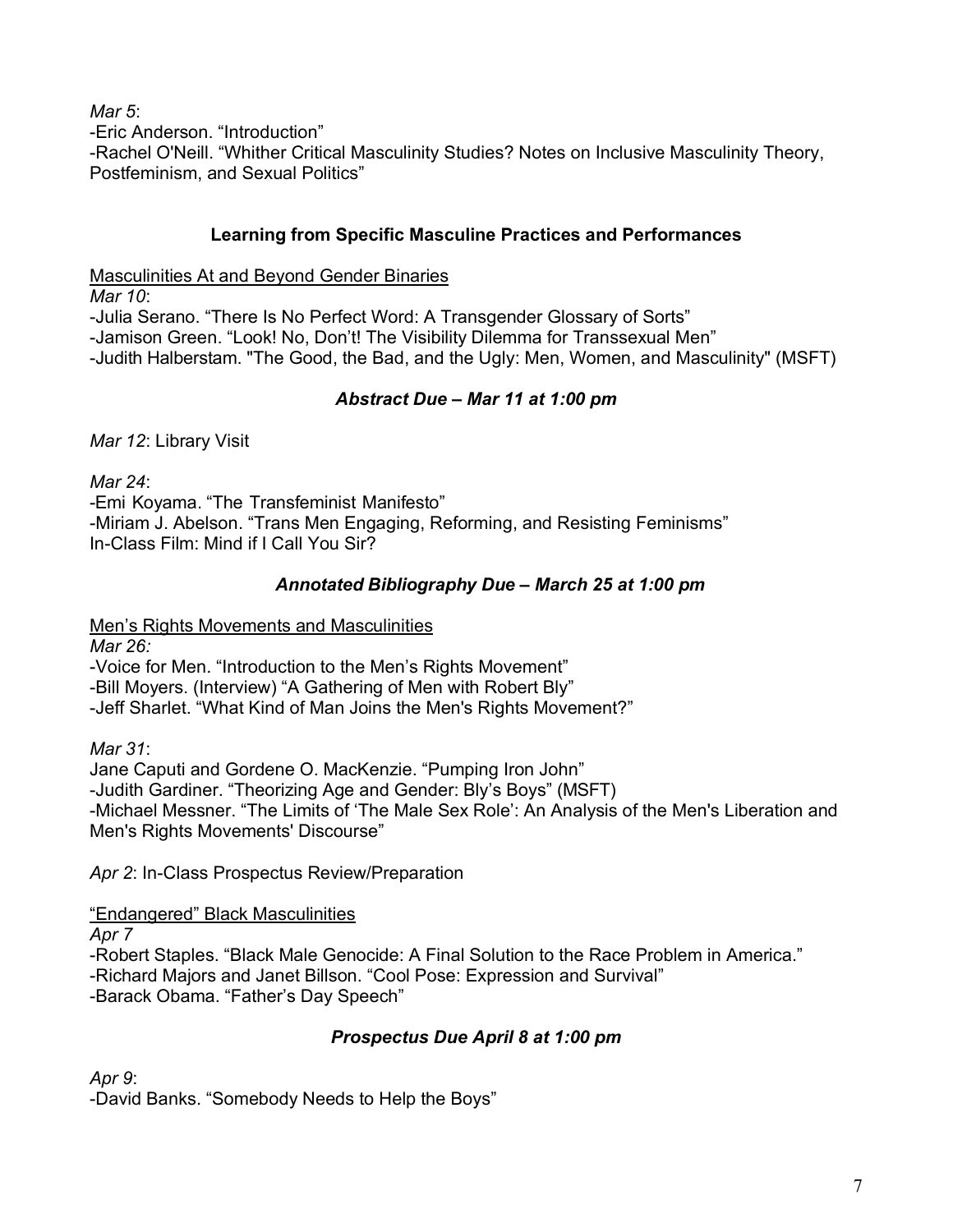*Mar 5*:
-Eric Anderson. “Introduction”
-Rachel O'Neill. “Whither Critical Masculinity Studies? Notes on Inclusive Masculinity Theory, Postfeminism, and Sexual Politics”

### Learning from Specific Masculine Practices and Performances

<u>Masculinities At and Beyond Gender Binaries</u>
*Mar 10*:
-Julia Serano. “There Is No Perfect Word: A Transgender Glossary of Sorts”
-Jamison Green. “Look! No, Don’t! The Visibility Dilemma for Transsexual Men”
-Judith Halberstam. "The Good, the Bad, and the Ugly: Men, Women, and Masculinity" (MSFT)

***Abstract Due – Mar 11 at 1:00 pm***

*Mar 12*: Library Visit

*Mar 24*:
-Emi Koyama. “The Transfeminist Manifesto”
-Miriam J. Abelson. “Trans Men Engaging, Reforming, and Resisting Feminisms”
In-Class Film: Mind if I Call You Sir?

***Annotated Bibliography Due – March 25 at 1:00 pm***

<u>Men’s Rights Movements and Masculinities</u>
*Mar 26:*
-Voice for Men. “Introduction to the Men’s Rights Movement”
-Bill Moyers. (Interview) “A Gathering of Men with Robert Bly”
-Jeff Sharlet. “What Kind of Man Joins the Men's Rights Movement?”

*Mar 31*:
Jane Caputi and Gordene O. MacKenzie. “Pumping Iron John”
-Judith Gardiner. “Theorizing Age and Gender: Bly’s Boys” (MSFT)
-Michael Messner. “The Limits of ‘The Male Sex Role’: An Analysis of the Men's Liberation and Men's Rights Movements' Discourse”

*Apr 2*: In-Class Prospectus Review/Preparation

<u>“Endangered” Black Masculinities</u>
*Apr 7*
-Robert Staples. “Black Male Genocide: A Final Solution to the Race Problem in America.”
-Richard Majors and Janet Billson. “Cool Pose: Expression and Survival”
-Barack Obama. “Father’s Day Speech”

***Prospectus Due April 8 at 1:00 pm***

*Apr 9*:
-David Banks. “Somebody Needs to Help the Boys”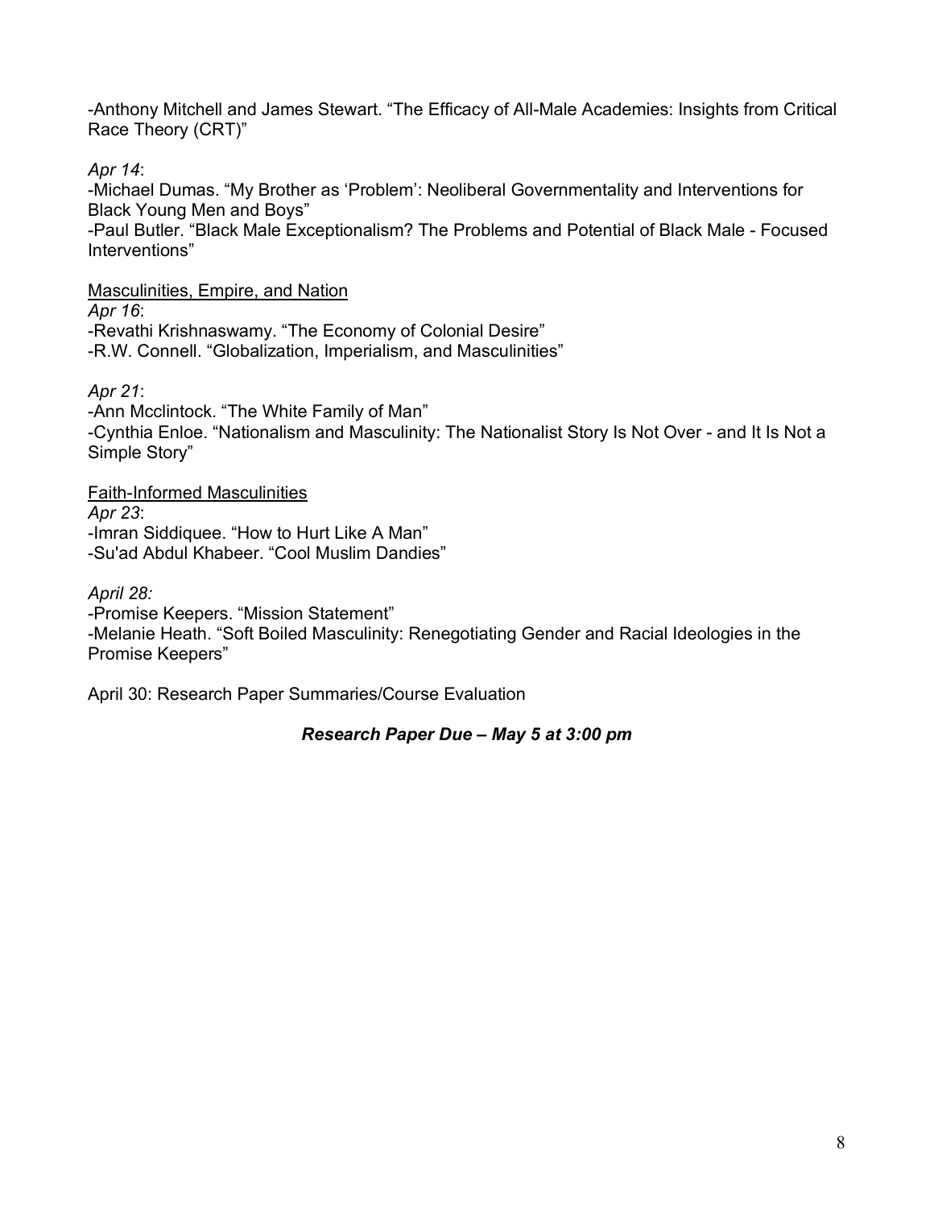-Anthony Mitchell and James Stewart. "The Efficacy of All-Male Academies: Insights from Critical Race Theory (CRT)"

*Apr 14*:
-Michael Dumas. "My Brother as 'Problem': Neoliberal Governmentality and Interventions for Black Young Men and Boys"
-Paul Butler. "Black Male Exceptionalism? The Problems and Potential of Black Male - Focused Interventions"

<u>Masculinities, Empire, and Nation</u>
*Apr 16*:
-Revathi Krishnaswamy. "The Economy of Colonial Desire"
-R.W. Connell. "Globalization, Imperialism, and Masculinities"

*Apr 21*:
-Ann Mcclintock. "The White Family of Man"
-Cynthia Enloe. "Nationalism and Masculinity: The Nationalist Story Is Not Over - and It Is Not a Simple Story"

<u>Faith-Informed Masculinities</u>
*Apr 23*:
-Imran Siddiquee. "How to Hurt Like A Man"
-Su'ad Abdul Khabeer. "Cool Muslim Dandies"

*April 28:*
-Promise Keepers. "Mission Statement"
-Melanie Heath. "Soft Boiled Masculinity: Renegotiating Gender and Racial Ideologies in the Promise Keepers"

April 30: Research Paper Summaries/Course Evaluation

***Research Paper Due – May 5 at 3:00 pm***